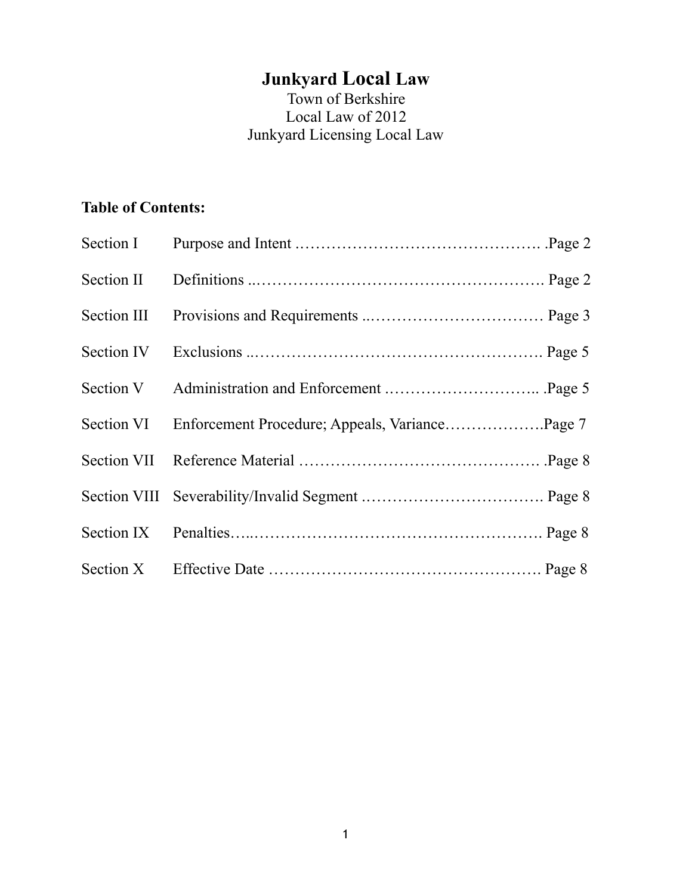# Junkyard Local Law

Town of Berkshire
Local Law of 2012
Junkyard Licensing Local Law

**Table of Contents:**

| | | |
|---|---|---|
| Section I | Purpose and Intent | Page 2 |
| Section II | Definitions | Page 2 |
| Section III | Provisions and Requirements | Page 3 |
| Section IV | Exclusions | Page 5 |
| Section V | Administration and Enforcement | Page 5 |
| Section VI | Enforcement Procedure; Appeals, Variance | Page 7 |
| Section VII | Reference Material | Page 8 |
| Section VIII | Severability/Invalid Segment | Page 8 |
| Section IX | Penalties | Page 8 |
| Section X | Effective Date | Page 8 |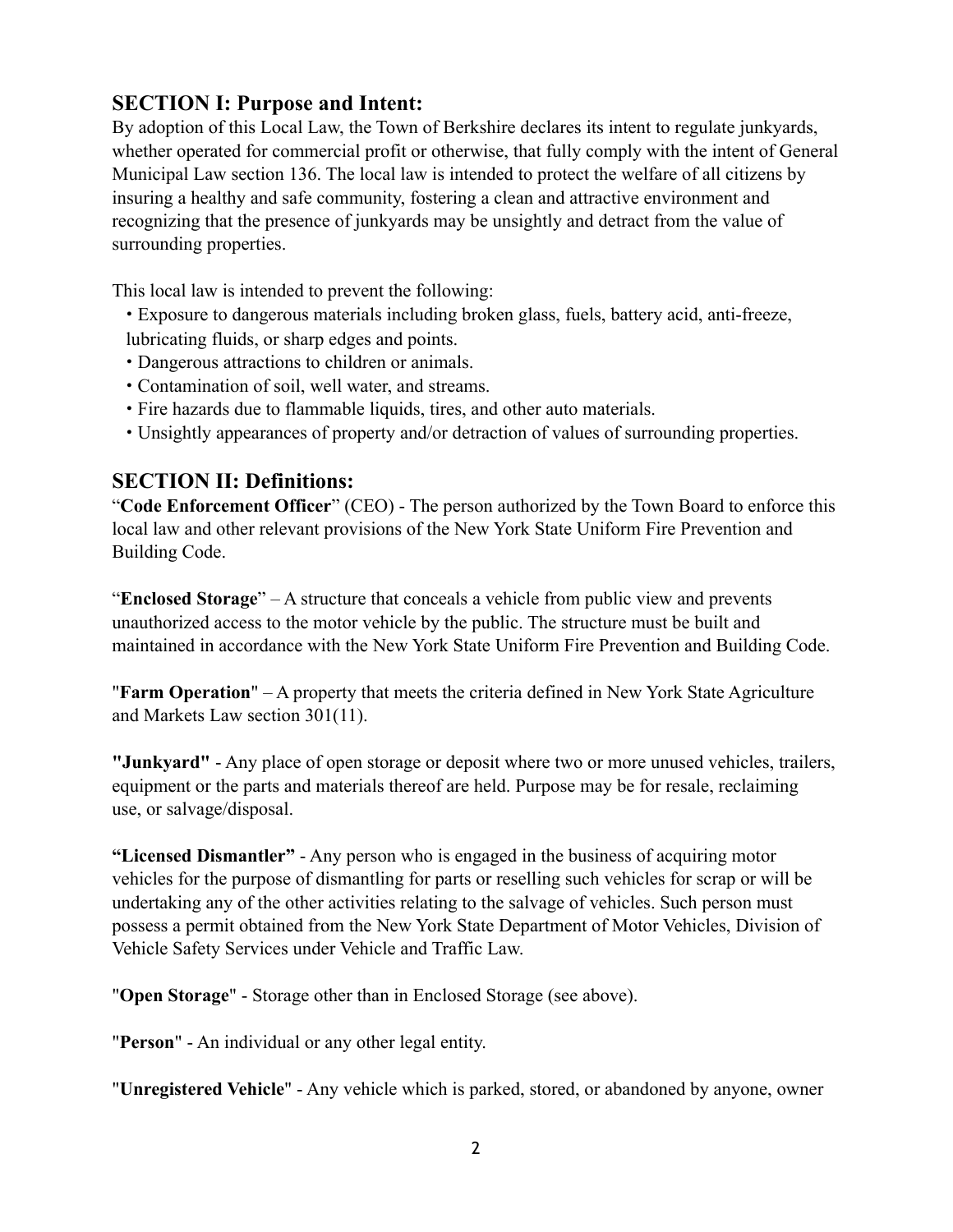## SECTION I: Purpose and Intent:

By adoption of this Local Law, the Town of Berkshire declares its intent to regulate junkyards, whether operated for commercial profit or otherwise, that fully comply with the intent of General Municipal Law section 136. The local law is intended to protect the welfare of all citizens by insuring a healthy and safe community, fostering a clean and attractive environment and recognizing that the presence of junkyards may be unsightly and detract from the value of surrounding properties.

This local law is intended to prevent the following:

- Exposure to dangerous materials including broken glass, fuels, battery acid, anti-freeze, lubricating fluids, or sharp edges and points.
- Dangerous attractions to children or animals.
- Contamination of soil, well water, and streams.
- Fire hazards due to flammable liquids, tires, and other auto materials.
- Unsightly appearances of property and/or detraction of values of surrounding properties.

## SECTION II: Definitions:

"**Code Enforcement Officer**" (CEO) - The person authorized by the Town Board to enforce this local law and other relevant provisions of the New York State Uniform Fire Prevention and Building Code.

"**Enclosed Storage**" – A structure that conceals a vehicle from public view and prevents unauthorized access to the motor vehicle by the public. The structure must be built and maintained in accordance with the New York State Uniform Fire Prevention and Building Code.

"**Farm Operation**" – A property that meets the criteria defined in New York State Agriculture and Markets Law section 301(11).

**"Junkyard"** - Any place of open storage or deposit where two or more unused vehicles, trailers, equipment or the parts and materials thereof are held. Purpose may be for resale, reclaiming use, or salvage/disposal.

**"Licensed Dismantler"** - Any person who is engaged in the business of acquiring motor vehicles for the purpose of dismantling for parts or reselling such vehicles for scrap or will be undertaking any of the other activities relating to the salvage of vehicles. Such person must possess a permit obtained from the New York State Department of Motor Vehicles, Division of Vehicle Safety Services under Vehicle and Traffic Law.

"**Open Storage**" - Storage other than in Enclosed Storage (see above).

"**Person**" - An individual or any other legal entity.

"**Unregistered Vehicle**" - Any vehicle which is parked, stored, or abandoned by anyone, owner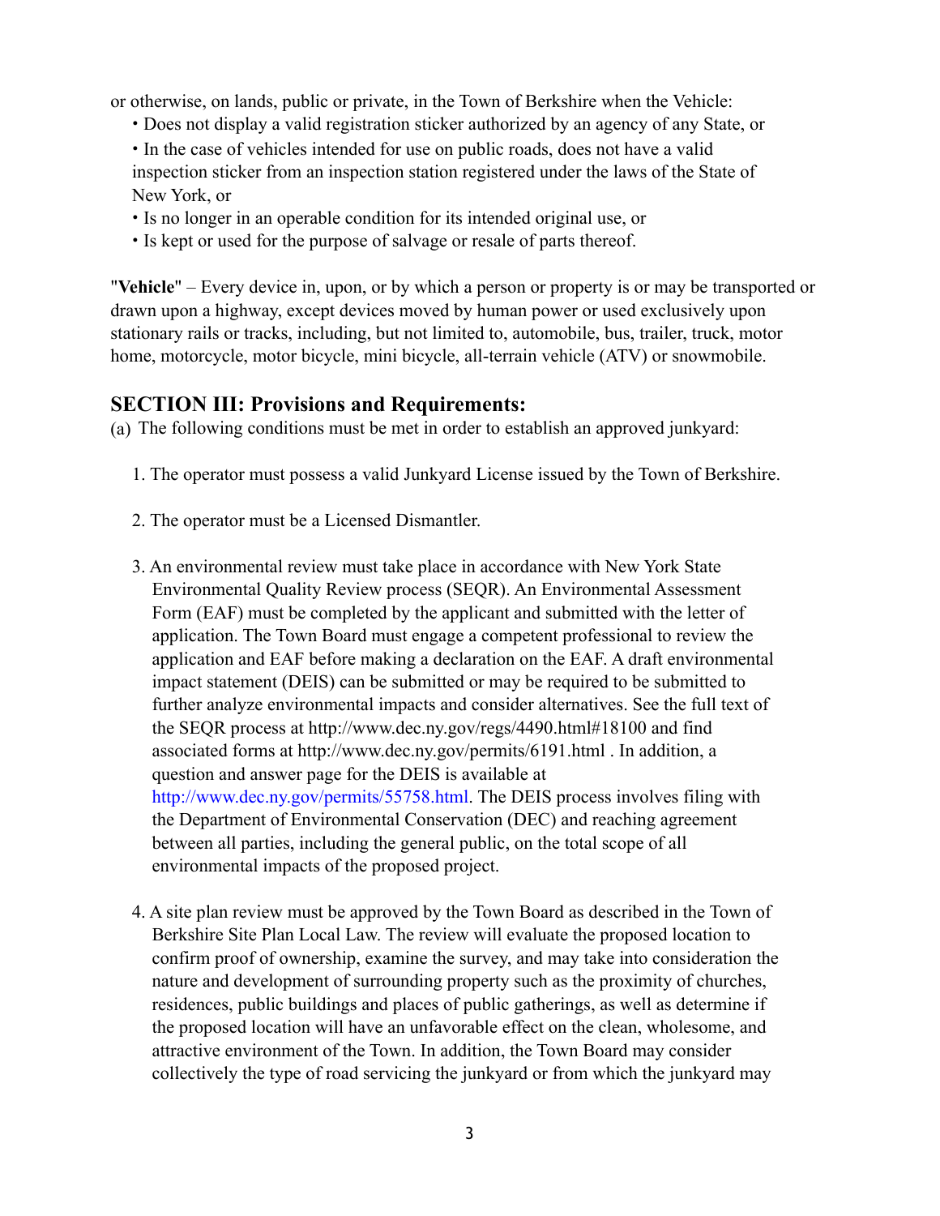or otherwise, on lands, public or private, in the Town of Berkshire when the Vehicle:

- Does not display a valid registration sticker authorized by an agency of any State, or
- In the case of vehicles intended for use on public roads, does not have a valid inspection sticker from an inspection station registered under the laws of the State of New York, or
- Is no longer in an operable condition for its intended original use, or
- Is kept or used for the purpose of salvage or resale of parts thereof.

"**Vehicle**" – Every device in, upon, or by which a person or property is or may be transported or drawn upon a highway, except devices moved by human power or used exclusively upon stationary rails or tracks, including, but not limited to, automobile, bus, trailer, truck, motor home, motorcycle, motor bicycle, mini bicycle, all-terrain vehicle (ATV) or snowmobile.

## SECTION III: Provisions and Requirements:

(a) The following conditions must be met in order to establish an approved junkyard:

1. The operator must possess a valid Junkyard License issued by the Town of Berkshire.

2. The operator must be a Licensed Dismantler.

3. An environmental review must take place in accordance with New York State Environmental Quality Review process (SEQR). An Environmental Assessment Form (EAF) must be completed by the applicant and submitted with the letter of application. The Town Board must engage a competent professional to review the application and EAF before making a declaration on the EAF. A draft environmental impact statement (DEIS) can be submitted or may be required to be submitted to further analyze environmental impacts and consider alternatives. See the full text of the SEQR process at http://www.dec.ny.gov/regs/4490.html#18100 and find associated forms at http://www.dec.ny.gov/permits/6191.html . In addition, a question and answer page for the DEIS is available at http://www.dec.ny.gov/permits/55758.html. The DEIS process involves filing with the Department of Environmental Conservation (DEC) and reaching agreement between all parties, including the general public, on the total scope of all environmental impacts of the proposed project.

4. A site plan review must be approved by the Town Board as described in the Town of Berkshire Site Plan Local Law. The review will evaluate the proposed location to confirm proof of ownership, examine the survey, and may take into consideration the nature and development of surrounding property such as the proximity of churches, residences, public buildings and places of public gatherings, as well as determine if the proposed location will have an unfavorable effect on the clean, wholesome, and attractive environment of the Town. In addition, the Town Board may consider collectively the type of road servicing the junkyard or from which the junkyard may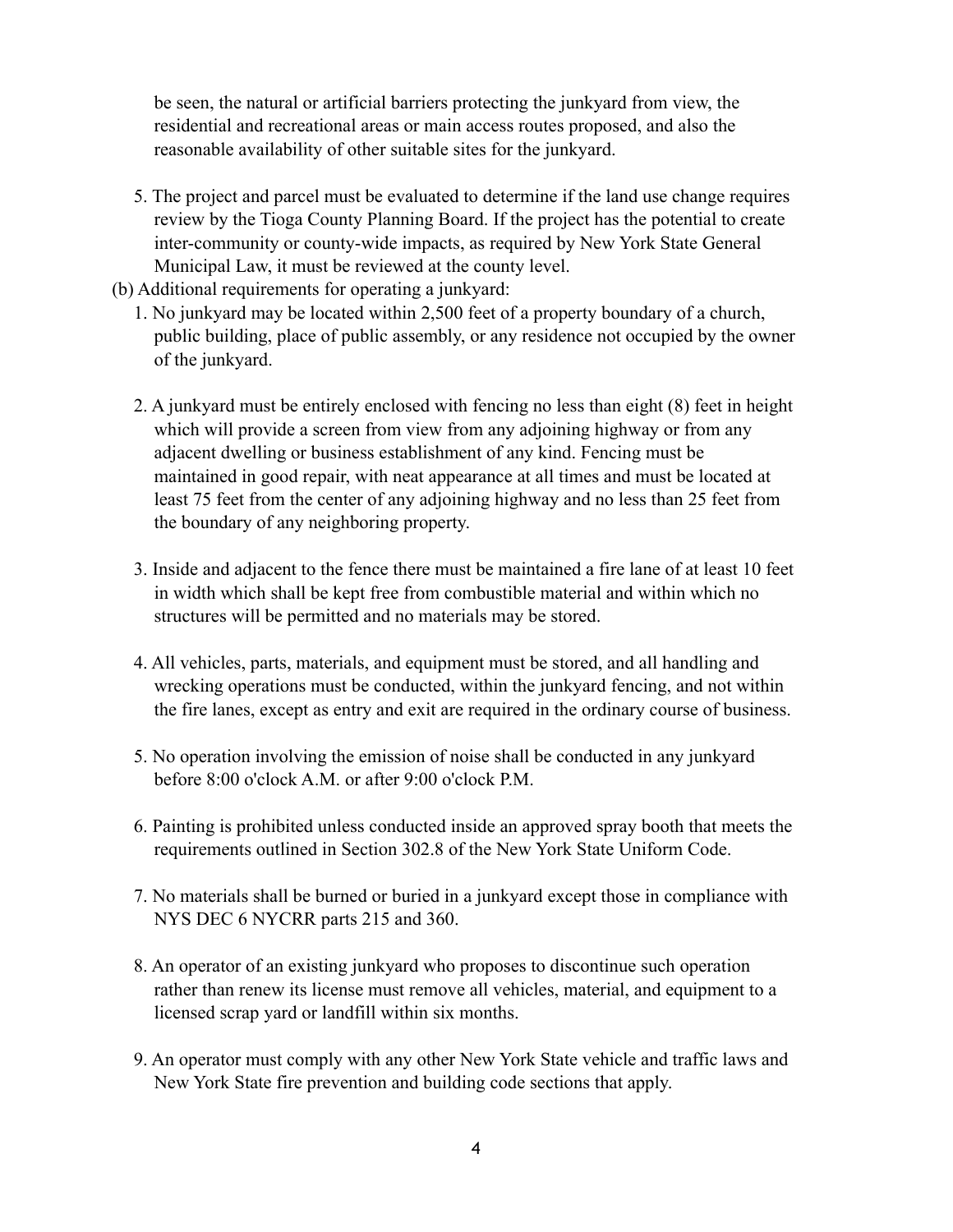be seen, the natural or artificial barriers protecting the junkyard from view, the residential and recreational areas or main access routes proposed, and also the reasonable availability of other suitable sites for the junkyard.

5. The project and parcel must be evaluated to determine if the land use change requires review by the Tioga County Planning Board. If the project has the potential to create inter-community or county-wide impacts, as required by New York State General Municipal Law, it must be reviewed at the county level.

(b) Additional requirements for operating a junkyard:

1. No junkyard may be located within 2,500 feet of a property boundary of a church, public building, place of public assembly, or any residence not occupied by the owner of the junkyard.

2. A junkyard must be entirely enclosed with fencing no less than eight (8) feet in height which will provide a screen from view from any adjoining highway or from any adjacent dwelling or business establishment of any kind. Fencing must be maintained in good repair, with neat appearance at all times and must be located at least 75 feet from the center of any adjoining highway and no less than 25 feet from the boundary of any neighboring property.

3. Inside and adjacent to the fence there must be maintained a fire lane of at least 10 feet in width which shall be kept free from combustible material and within which no structures will be permitted and no materials may be stored.

4. All vehicles, parts, materials, and equipment must be stored, and all handling and wrecking operations must be conducted, within the junkyard fencing, and not within the fire lanes, except as entry and exit are required in the ordinary course of business.

5. No operation involving the emission of noise shall be conducted in any junkyard before 8:00 o'clock A.M. or after 9:00 o'clock P.M.

6. Painting is prohibited unless conducted inside an approved spray booth that meets the requirements outlined in Section 302.8 of the New York State Uniform Code.

7. No materials shall be burned or buried in a junkyard except those in compliance with NYS DEC 6 NYCRR parts 215 and 360.

8. An operator of an existing junkyard who proposes to discontinue such operation rather than renew its license must remove all vehicles, material, and equipment to a licensed scrap yard or landfill within six months.

9. An operator must comply with any other New York State vehicle and traffic laws and New York State fire prevention and building code sections that apply.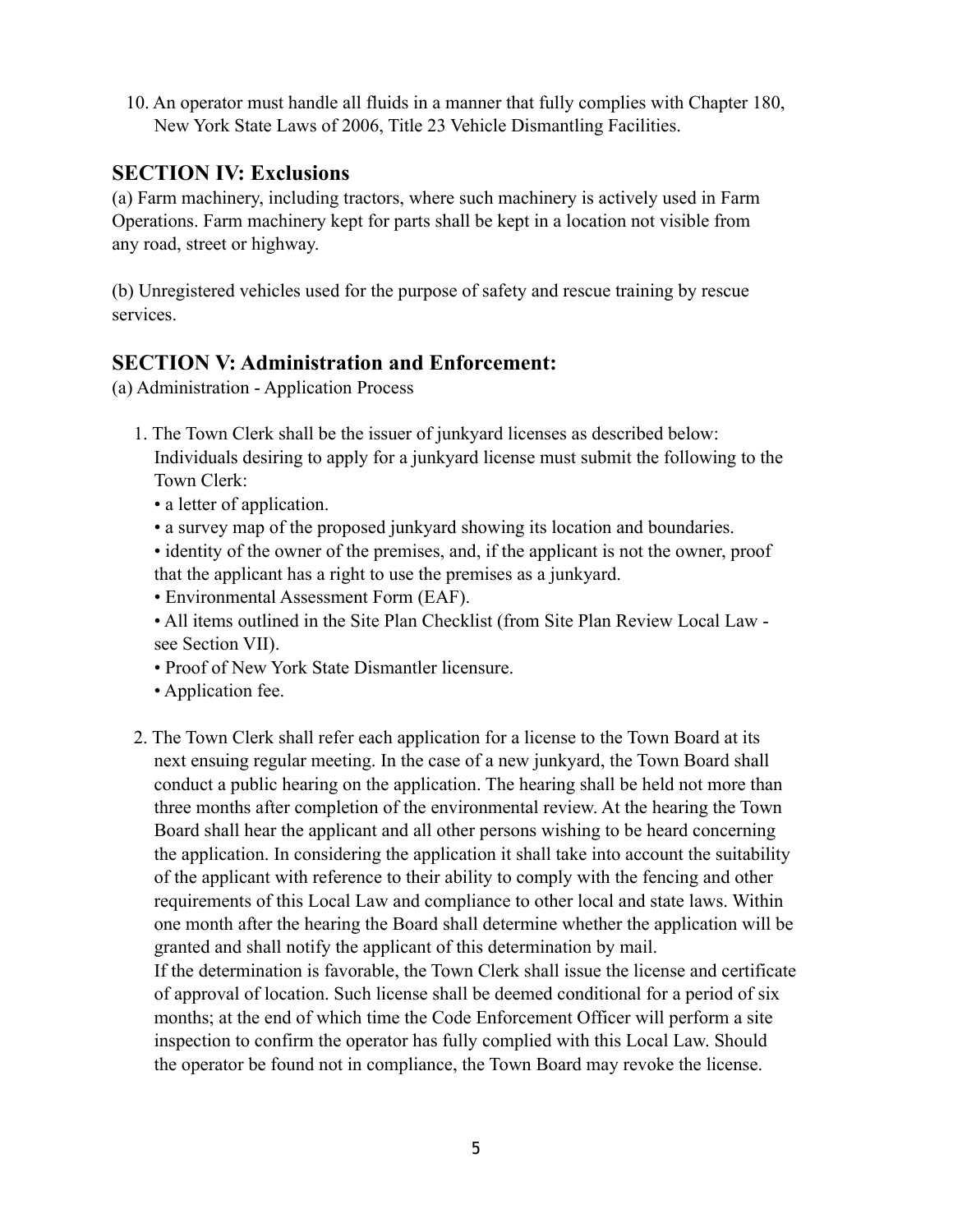10. An operator must handle all fluids in a manner that fully complies with Chapter 180, New York State Laws of 2006, Title 23 Vehicle Dismantling Facilities.

## SECTION IV: Exclusions

(a) Farm machinery, including tractors, where such machinery is actively used in Farm Operations. Farm machinery kept for parts shall be kept in a location not visible from any road, street or highway.

(b) Unregistered vehicles used for the purpose of safety and rescue training by rescue services.

## SECTION V: Administration and Enforcement:

(a) Administration - Application Process

1. The Town Clerk shall be the issuer of junkyard licenses as described below: Individuals desiring to apply for a junkyard license must submit the following to the Town Clerk:
   - a letter of application.
   - a survey map of the proposed junkyard showing its location and boundaries.
   - identity of the owner of the premises, and, if the applicant is not the owner, proof that the applicant has a right to use the premises as a junkyard.
   - Environmental Assessment Form (EAF).
   - All items outlined in the Site Plan Checklist (from Site Plan Review Local Law - see Section VII).
   - Proof of New York State Dismantler licensure.
   - Application fee.

2. The Town Clerk shall refer each application for a license to the Town Board at its next ensuing regular meeting. In the case of a new junkyard, the Town Board shall conduct a public hearing on the application. The hearing shall be held not more than three months after completion of the environmental review. At the hearing the Town Board shall hear the applicant and all other persons wishing to be heard concerning the application. In considering the application it shall take into account the suitability of the applicant with reference to their ability to comply with the fencing and other requirements of this Local Law and compliance to other local and state laws. Within one month after the hearing the Board shall determine whether the application will be granted and shall notify the applicant of this determination by mail.
   If the determination is favorable, the Town Clerk shall issue the license and certificate of approval of location. Such license shall be deemed conditional for a period of six months; at the end of which time the Code Enforcement Officer will perform a site inspection to confirm the operator has fully complied with this Local Law. Should the operator be found not in compliance, the Town Board may revoke the license.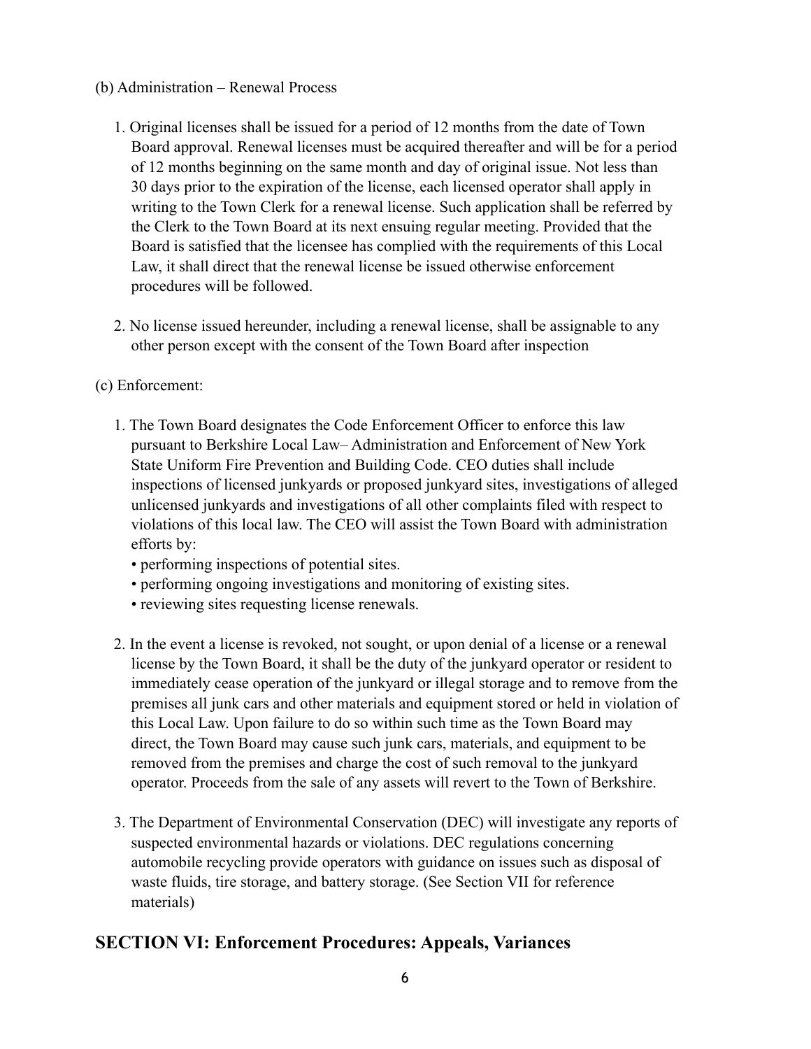(b) Administration – Renewal Process

1. Original licenses shall be issued for a period of 12 months from the date of Town Board approval. Renewal licenses must be acquired thereafter and will be for a period of 12 months beginning on the same month and day of original issue. Not less than 30 days prior to the expiration of the license, each licensed operator shall apply in writing to the Town Clerk for a renewal license. Such application shall be referred by the Clerk to the Town Board at its next ensuing regular meeting. Provided that the Board is satisfied that the licensee has complied with the requirements of this Local Law, it shall direct that the renewal license be issued otherwise enforcement procedures will be followed.

2. No license issued hereunder, including a renewal license, shall be assignable to any other person except with the consent of the Town Board after inspection

(c) Enforcement:

1. The Town Board designates the Code Enforcement Officer to enforce this law pursuant to Berkshire Local Law– Administration and Enforcement of New York State Uniform Fire Prevention and Building Code. CEO duties shall include inspections of licensed junkyards or proposed junkyard sites, investigations of alleged unlicensed junkyards and investigations of all other complaints filed with respect to violations of this local law. The CEO will assist the Town Board with administration efforts by:
   - performing inspections of potential sites.
   - performing ongoing investigations and monitoring of existing sites.
   - reviewing sites requesting license renewals.

2. In the event a license is revoked, not sought, or upon denial of a license or a renewal license by the Town Board, it shall be the duty of the junkyard operator or resident to immediately cease operation of the junkyard or illegal storage and to remove from the premises all junk cars and other materials and equipment stored or held in violation of this Local Law. Upon failure to do so within such time as the Town Board may direct, the Town Board may cause such junk cars, materials, and equipment to be removed from the premises and charge the cost of such removal to the junkyard operator. Proceeds from the sale of any assets will revert to the Town of Berkshire.

3. The Department of Environmental Conservation (DEC) will investigate any reports of suspected environmental hazards or violations. DEC regulations concerning automobile recycling provide operators with guidance on issues such as disposal of waste fluids, tire storage, and battery storage. (See Section VII for reference materials)

## SECTION VI: Enforcement Procedures: Appeals, Variances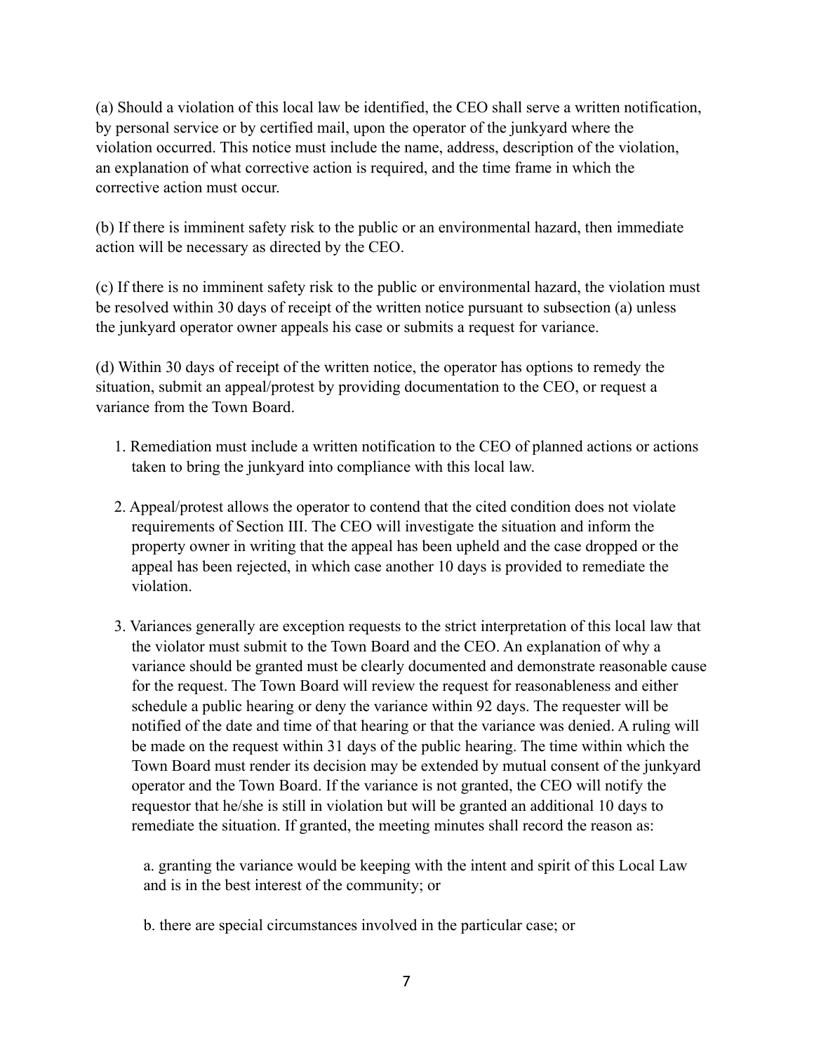(a) Should a violation of this local law be identified, the CEO shall serve a written notification, by personal service or by certified mail, upon the operator of the junkyard where the violation occurred. This notice must include the name, address, description of the violation, an explanation of what corrective action is required, and the time frame in which the corrective action must occur.

(b) If there is imminent safety risk to the public or an environmental hazard, then immediate action will be necessary as directed by the CEO.

(c) If there is no imminent safety risk to the public or environmental hazard, the violation must be resolved within 30 days of receipt of the written notice pursuant to subsection (a) unless the junkyard operator owner appeals his case or submits a request for variance.

(d) Within 30 days of receipt of the written notice, the operator has options to remedy the situation, submit an appeal/protest by providing documentation to the CEO, or request a variance from the Town Board.

1. Remediation must include a written notification to the CEO of planned actions or actions taken to bring the junkyard into compliance with this local law.

2. Appeal/protest allows the operator to contend that the cited condition does not violate requirements of Section III. The CEO will investigate the situation and inform the property owner in writing that the appeal has been upheld and the case dropped or the appeal has been rejected, in which case another 10 days is provided to remediate the violation.

3. Variances generally are exception requests to the strict interpretation of this local law that the violator must submit to the Town Board and the CEO. An explanation of why a variance should be granted must be clearly documented and demonstrate reasonable cause for the request. The Town Board will review the request for reasonableness and either schedule a public hearing or deny the variance within 92 days. The requester will be notified of the date and time of that hearing or that the variance was denied. A ruling will be made on the request within 31 days of the public hearing. The time within which the Town Board must render its decision may be extended by mutual consent of the junkyard operator and the Town Board. If the variance is not granted, the CEO will notify the requestor that he/she is still in violation but will be granted an additional 10 days to remediate the situation. If granted, the meeting minutes shall record the reason as:

   a. granting the variance would be keeping with the intent and spirit of this Local Law and is in the best interest of the community; or

   b. there are special circumstances involved in the particular case; or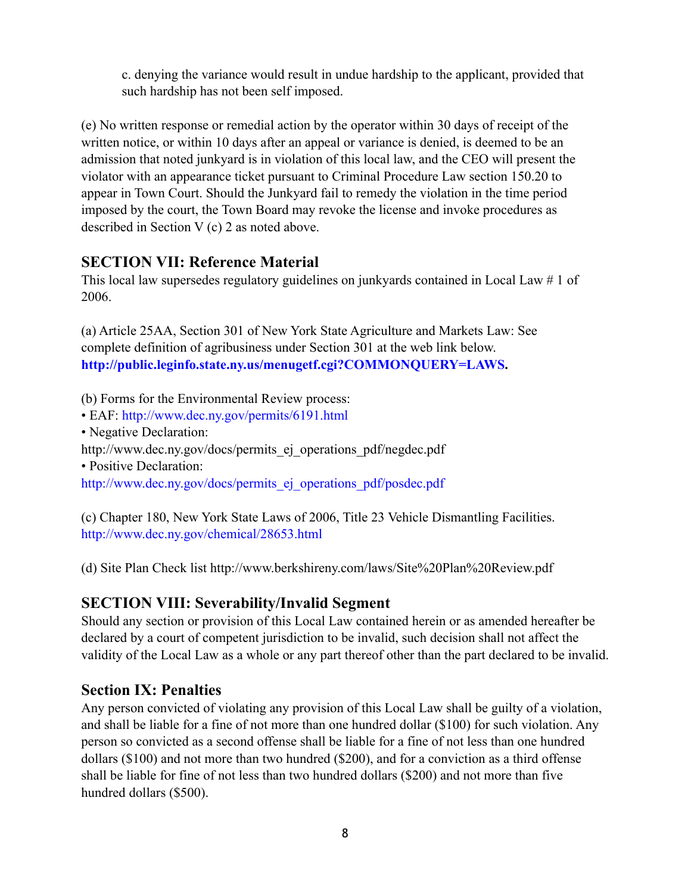c. denying the variance would result in undue hardship to the applicant, provided that such hardship has not been self imposed.

(e) No written response or remedial action by the operator within 30 days of receipt of the written notice, or within 10 days after an appeal or variance is denied, is deemed to be an admission that noted junkyard is in violation of this local law, and the CEO will present the violator with an appearance ticket pursuant to Criminal Procedure Law section 150.20 to appear in Town Court. Should the Junkyard fail to remedy the violation in the time period imposed by the court, the Town Board may revoke the license and invoke procedures as described in Section V (c) 2 as noted above.

## SECTION VII: Reference Material

This local law supersedes regulatory guidelines on junkyards contained in Local Law # 1 of 2006.

(a) Article 25AA, Section 301 of New York State Agriculture and Markets Law: See complete definition of agribusiness under Section 301 at the web link below. **http://public.leginfo.state.ny.us/menugetf.cgi?COMMONQUERY=LAWS.**

(b) Forms for the Environmental Review process:
- EAF: http://www.dec.ny.gov/permits/6191.html
- Negative Declaration: http://www.dec.ny.gov/docs/permits_ej_operations_pdf/negdec.pdf
- Positive Declaration: http://www.dec.ny.gov/docs/permits_ej_operations_pdf/posdec.pdf

(c) Chapter 180, New York State Laws of 2006, Title 23 Vehicle Dismantling Facilities. http://www.dec.ny.gov/chemical/28653.html

(d) Site Plan Check list http://www.berkshireny.com/laws/Site%20Plan%20Review.pdf

## SECTION VIII: Severability/Invalid Segment

Should any section or provision of this Local Law contained herein or as amended hereafter be declared by a court of competent jurisdiction to be invalid, such decision shall not affect the validity of the Local Law as a whole or any part thereof other than the part declared to be invalid.

## Section IX: Penalties

Any person convicted of violating any provision of this Local Law shall be guilty of a violation, and shall be liable for a fine of not more than one hundred dollar ($100) for such violation. Any person so convicted as a second offense shall be liable for a fine of not less than one hundred dollars ($100) and not more than two hundred ($200), and for a conviction as a third offense shall be liable for fine of not less than two hundred dollars ($200) and not more than five hundred dollars ($500).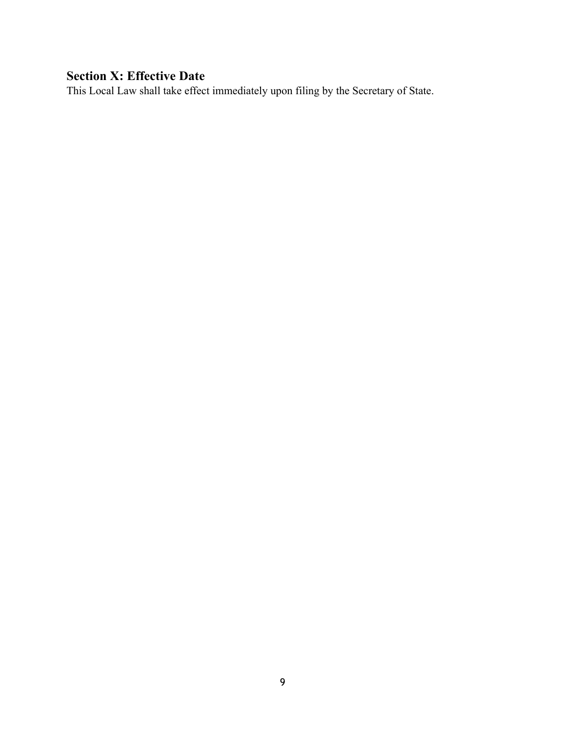## Section X: Effective Date

This Local Law shall take effect immediately upon filing by the Secretary of State.